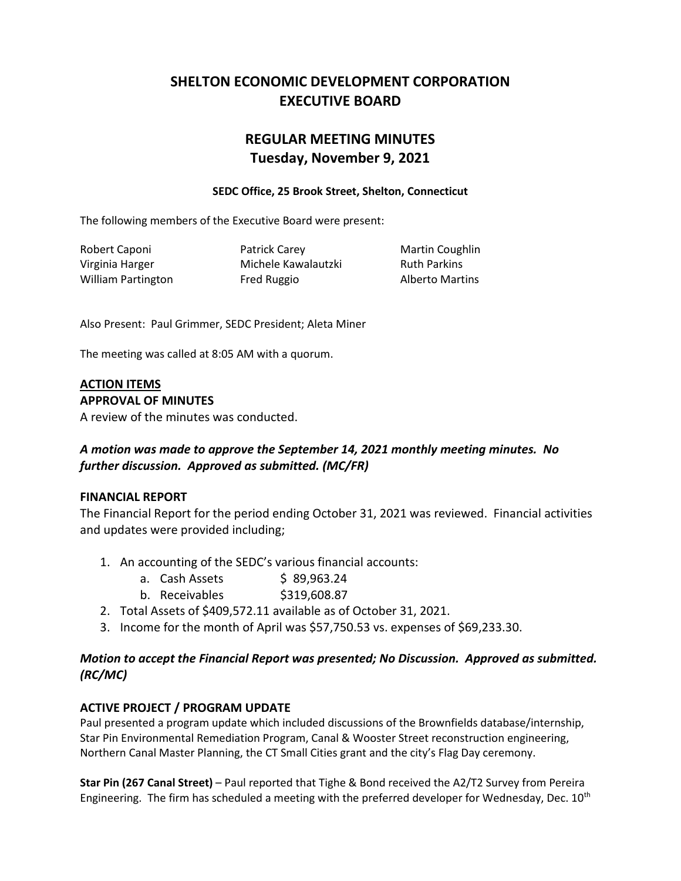# SHELTON ECONOMIC DEVELOPMENT CORPORATION EXECUTIVE BOARD

## REGULAR MEETING MINUTES
## Tuesday, November 9, 2021

**SEDC Office, 25 Brook Street, Shelton, Connecticut**

The following members of the Executive Board were present:

Robert Caponi
Patrick Carey
Martin Coughlin
Virginia Harger
Michele Kawalautzki
Ruth Parkins
William Partington
Fred Ruggio
Alberto Martins

Also Present: Paul Grimmer, SEDC President; Aleta Miner

The meeting was called at 8:05 AM with a quorum.

### ACTION ITEMS

**APPROVAL OF MINUTES**

A review of the minutes was conducted.

***A motion was made to approve the September 14, 2021 monthly meeting minutes. No further discussion. Approved as submitted. (MC/FR)***

**FINANCIAL REPORT**

The Financial Report for the period ending October 31, 2021 was reviewed. Financial activities and updates were provided including;

1. An accounting of the SEDC's various financial accounts:
    a. Cash Assets $ 89,963.24
    b. Receivables $319,608.87
2. Total Assets of $409,572.11 available as of October 31, 2021.
3. Income for the month of April was $57,750.53 vs. expenses of $69,233.30.

***Motion to accept the Financial Report was presented; No Discussion. Approved as submitted. (RC/MC)***

**ACTIVE PROJECT / PROGRAM UPDATE**

Paul presented a program update which included discussions of the Brownfields database/internship, Star Pin Environmental Remediation Program, Canal & Wooster Street reconstruction engineering, Northern Canal Master Planning, the CT Small Cities grant and the city's Flag Day ceremony.

**Star Pin (267 Canal Street)** – Paul reported that Tighe & Bond received the A2/T2 Survey from Pereira Engineering. The firm has scheduled a meeting with the preferred developer for Wednesday, Dec. 10th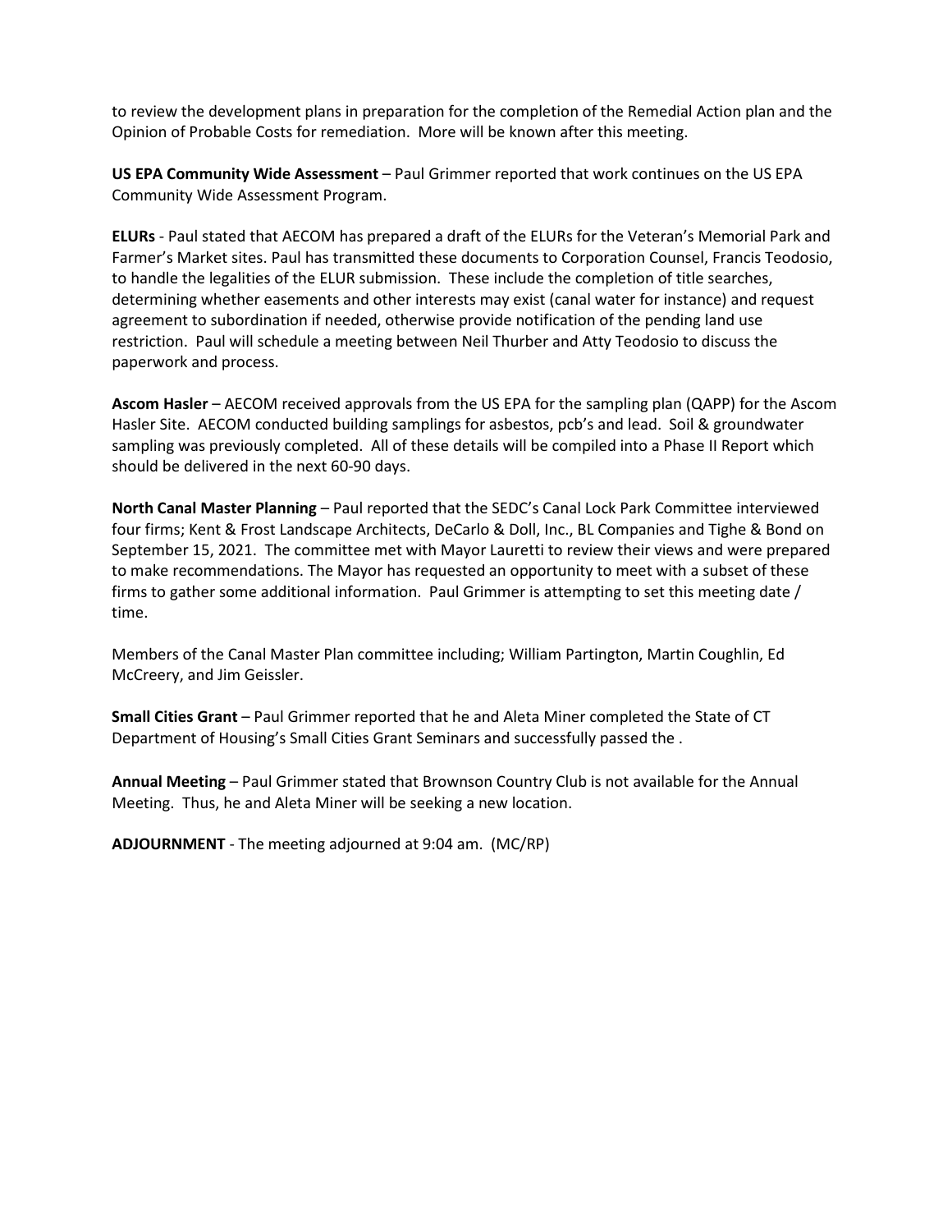to review the development plans in preparation for the completion of the Remedial Action plan and the Opinion of Probable Costs for remediation. More will be known after this meeting.

**US EPA Community Wide Assessment** – Paul Grimmer reported that work continues on the US EPA Community Wide Assessment Program.

**ELURs** - Paul stated that AECOM has prepared a draft of the ELURs for the Veteran's Memorial Park and Farmer's Market sites. Paul has transmitted these documents to Corporation Counsel, Francis Teodosio, to handle the legalities of the ELUR submission. These include the completion of title searches, determining whether easements and other interests may exist (canal water for instance) and request agreement to subordination if needed, otherwise provide notification of the pending land use restriction. Paul will schedule a meeting between Neil Thurber and Atty Teodosio to discuss the paperwork and process.

**Ascom Hasler** – AECOM received approvals from the US EPA for the sampling plan (QAPP) for the Ascom Hasler Site. AECOM conducted building samplings for asbestos, pcb's and lead. Soil & groundwater sampling was previously completed. All of these details will be compiled into a Phase II Report which should be delivered in the next 60-90 days.

**North Canal Master Planning** – Paul reported that the SEDC's Canal Lock Park Committee interviewed four firms; Kent & Frost Landscape Architects, DeCarlo & Doll, Inc., BL Companies and Tighe & Bond on September 15, 2021. The committee met with Mayor Lauretti to review their views and were prepared to make recommendations. The Mayor has requested an opportunity to meet with a subset of these firms to gather some additional information. Paul Grimmer is attempting to set this meeting date / time.

Members of the Canal Master Plan committee including; William Partington, Martin Coughlin, Ed McCreery, and Jim Geissler.

**Small Cities Grant** – Paul Grimmer reported that he and Aleta Miner completed the State of CT Department of Housing's Small Cities Grant Seminars and successfully passed the .

**Annual Meeting** – Paul Grimmer stated that Brownson Country Club is not available for the Annual Meeting. Thus, he and Aleta Miner will be seeking a new location.

**ADJOURNMENT** - The meeting adjourned at 9:04 am. (MC/RP)